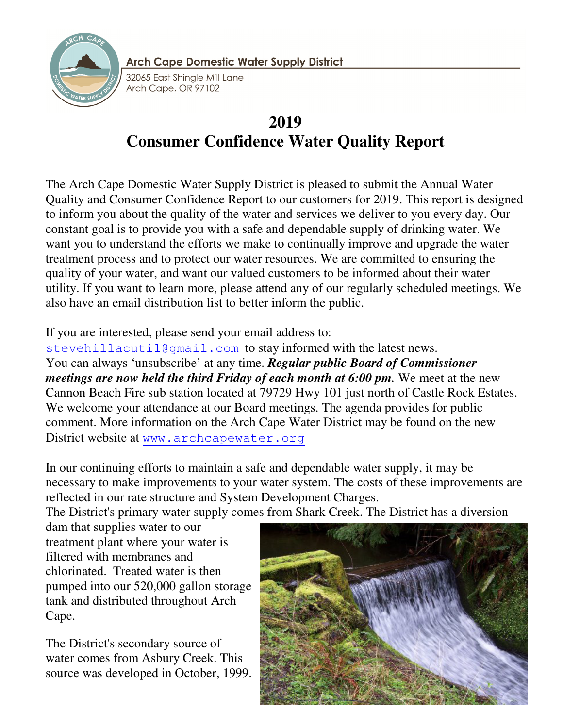Arch Cape Domestic Water Supply District

32065 East Shingle Mill Lane
Arch Cape, OR 97102

# 2019
# Consumer Confidence Water Quality Report

The Arch Cape Domestic Water Supply District is pleased to submit the Annual Water Quality and Consumer Confidence Report to our customers for 2019. This report is designed to inform you about the quality of the water and services we deliver to you every day. Our constant goal is to provide you with a safe and dependable supply of drinking water. We want you to understand the efforts we make to continually improve and upgrade the water treatment process and to protect our water resources. We are committed to ensuring the quality of your water, and want our valued customers to be informed about their water utility. If you want to learn more, please attend any of our regularly scheduled meetings. We also have an email distribution list to better inform the public.

If you are interested, please send your email address to:
stevehillacutil@gmail.com to stay informed with the latest news.
You can always 'unsubscribe' at any time. ***Regular public Board of Commissioner meetings are now held the third Friday of each month at 6:00 pm.*** We meet at the new Cannon Beach Fire sub station located at 79729 Hwy 101 just north of Castle Rock Estates. We welcome your attendance at our Board meetings. The agenda provides for public comment. More information on the Arch Cape Water District may be found on the new District website at www.archcapewater.org

In our continuing efforts to maintain a safe and dependable water supply, it may be necessary to make improvements to your water system. The costs of these improvements are reflected in our rate structure and System Development Charges.
The District's primary water supply comes from Shark Creek. The District has a diversion dam that supplies water to our treatment plant where your water is filtered with membranes and chlorinated. Treated water is then pumped into our 520,000 gallon storage tank and distributed throughout Arch Cape.

The District's secondary source of water comes from Asbury Creek. This source was developed in October, 1999.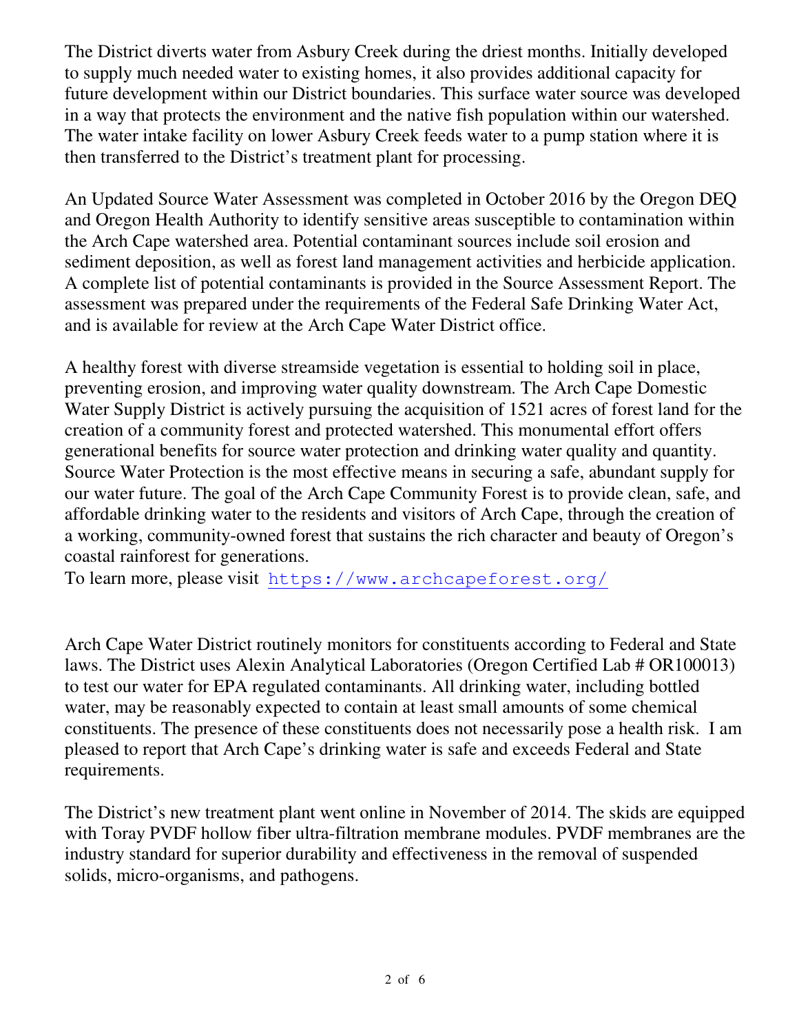The District diverts water from Asbury Creek during the driest months. Initially developed to supply much needed water to existing homes, it also provides additional capacity for future development within our District boundaries. This surface water source was developed in a way that protects the environment and the native fish population within our watershed. The water intake facility on lower Asbury Creek feeds water to a pump station where it is then transferred to the District's treatment plant for processing.

An Updated Source Water Assessment was completed in October 2016 by the Oregon DEQ and Oregon Health Authority to identify sensitive areas susceptible to contamination within the Arch Cape watershed area. Potential contaminant sources include soil erosion and sediment deposition, as well as forest land management activities and herbicide application. A complete list of potential contaminants is provided in the Source Assessment Report. The assessment was prepared under the requirements of the Federal Safe Drinking Water Act, and is available for review at the Arch Cape Water District office.

A healthy forest with diverse streamside vegetation is essential to holding soil in place, preventing erosion, and improving water quality downstream. The Arch Cape Domestic Water Supply District is actively pursuing the acquisition of 1521 acres of forest land for the creation of a community forest and protected watershed. This monumental effort offers generational benefits for source water protection and drinking water quality and quantity. Source Water Protection is the most effective means in securing a safe, abundant supply for our water future. The goal of the Arch Cape Community Forest is to provide clean, safe, and affordable drinking water to the residents and visitors of Arch Cape, through the creation of a working, community-owned forest that sustains the rich character and beauty of Oregon's coastal rainforest for generations.
To learn more, please visit https://www.archcapeforest.org/

Arch Cape Water District routinely monitors for constituents according to Federal and State laws. The District uses Alexin Analytical Laboratories (Oregon Certified Lab # OR100013) to test our water for EPA regulated contaminants. All drinking water, including bottled water, may be reasonably expected to contain at least small amounts of some chemical constituents. The presence of these constituents does not necessarily pose a health risk. I am pleased to report that Arch Cape's drinking water is safe and exceeds Federal and State requirements.

The District's new treatment plant went online in November of 2014. The skids are equipped with Toray PVDF hollow fiber ultra-filtration membrane modules. PVDF membranes are the industry standard for superior durability and effectiveness in the removal of suspended solids, micro-organisms, and pathogens.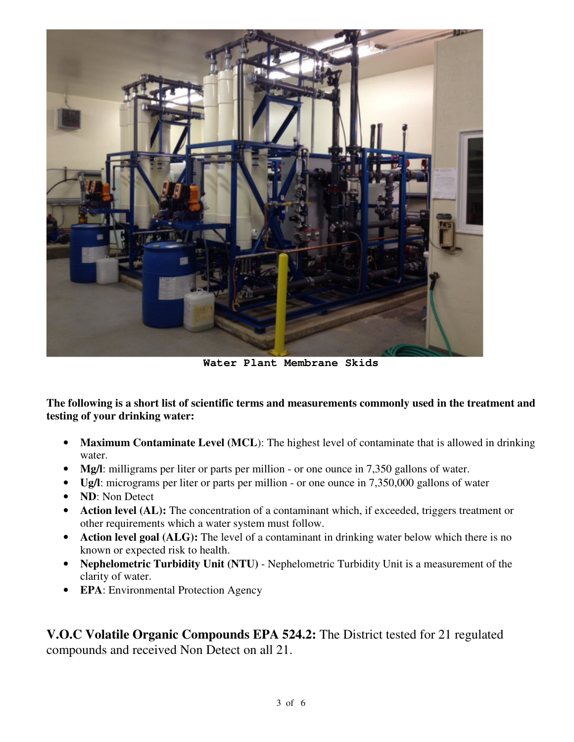Water Plant Membrane Skids

**The following is a short list of scientific terms and measurements commonly used in the treatment and testing of your drinking water:**

- **Maximum Contaminate Level (MCL**): The highest level of contaminate that is allowed in drinking water.
- **Mg/l**: milligrams per liter or parts per million - or one ounce in 7,350 gallons of water.
- **Ug/l**: micrograms per liter or parts per million - or one ounce in 7,350,000 gallons of water
- **ND**: Non Detect
- **Action level (AL):** The concentration of a contaminant which, if exceeded, triggers treatment or other requirements which a water system must follow.
- **Action level goal (ALG):** The level of a contaminant in drinking water below which there is no known or expected risk to health.
- **Nephelometric Turbidity Unit (NTU**) - Nephelometric Turbidity Unit is a measurement of the clarity of water.
- **EPA**: Environmental Protection Agency

**V.O.C Volatile Organic Compounds EPA 524.2:** The District tested for 21 regulated compounds and received Non Detect on all 21.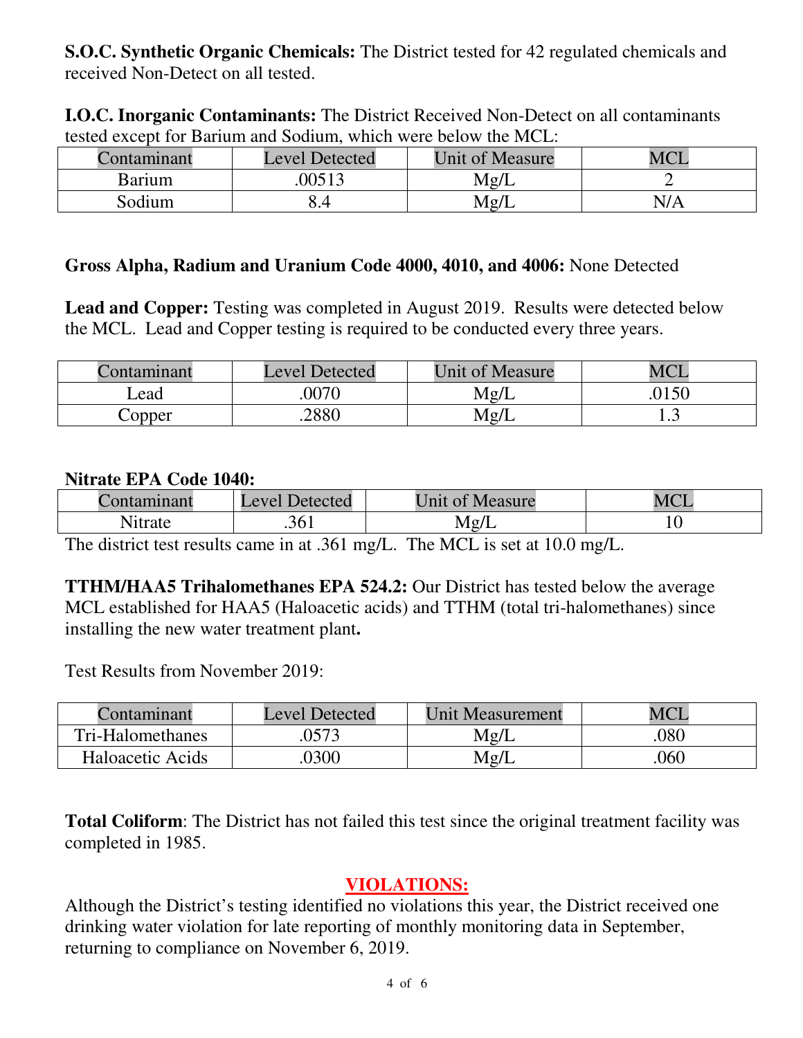**S.O.C. Synthetic Organic Chemicals:** The District tested for 42 regulated chemicals and received Non-Detect on all tested.

**I.O.C. Inorganic Contaminants:** The District Received Non-Detect on all contaminants tested except for Barium and Sodium, which were below the MCL:

| Contaminant | Level Detected | Unit of Measure | MCL |
|---|---|---|---|
| Barium | .00513 | Mg/L | 2 |
| Sodium | 8.4 | Mg/L | N/A |

**Gross Alpha, Radium and Uranium Code 4000, 4010, and 4006:** None Detected

**Lead and Copper:** Testing was completed in August 2019. Results were detected below the MCL. Lead and Copper testing is required to be conducted every three years.

| Contaminant | Level Detected | Unit of Measure | MCL |
|---|---|---|---|
| Lead | .0070 | Mg/L | .0150 |
| Copper | .2880 | Mg/L | 1.3 |

**Nitrate EPA Code 1040:**

| Contaminant | Level Detected | Unit of Measure | MCL |
|---|---|---|---|
| Nitrate | .361 | Mg/L | 10 |

The district test results came in at .361 mg/L. The MCL is set at 10.0 mg/L.

**TTHM/HAA5 Trihalomethanes EPA 524.2:** Our District has tested below the average MCL established for HAA5 (Haloacetic acids) and TTHM (total tri-halomethanes) since installing the new water treatment plant**.**

Test Results from November 2019:

| Contaminant | Level Detected | Unit Measurement | MCL |
|---|---|---|---|
| Tri-Halomethanes | .0573 | Mg/L | .080 |
| Haloacetic Acids | .0300 | Mg/L | .060 |

**Total Coliform**: The District has not failed this test since the original treatment facility was completed in 1985.

## VIOLATIONS:

Although the District's testing identified no violations this year, the District received one drinking water violation for late reporting of monthly monitoring data in September, returning to compliance on November 6, 2019.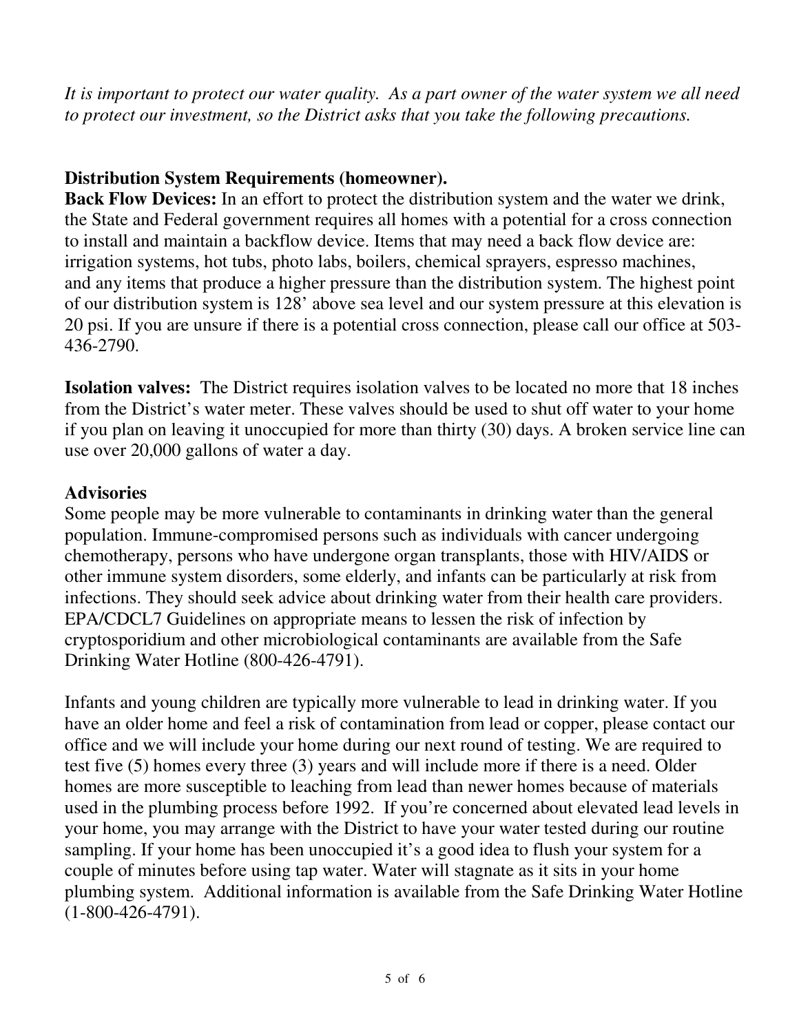*It is important to protect our water quality. As a part owner of the water system we all need to protect our investment, so the District asks that you take the following precautions.*

## Distribution System Requirements (homeowner).

**Back Flow Devices:** In an effort to protect the distribution system and the water we drink, the State and Federal government requires all homes with a potential for a cross connection to install and maintain a backflow device. Items that may need a back flow device are: irrigation systems, hot tubs, photo labs, boilers, chemical sprayers, espresso machines, and any items that produce a higher pressure than the distribution system. The highest point of our distribution system is 128' above sea level and our system pressure at this elevation is 20 psi. If you are unsure if there is a potential cross connection, please call our office at 503-436-2790.

**Isolation valves:** The District requires isolation valves to be located no more that 18 inches from the District's water meter. These valves should be used to shut off water to your home if you plan on leaving it unoccupied for more than thirty (30) days. A broken service line can use over 20,000 gallons of water a day.

## Advisories

Some people may be more vulnerable to contaminants in drinking water than the general population. Immune-compromised persons such as individuals with cancer undergoing chemotherapy, persons who have undergone organ transplants, those with HIV/AIDS or other immune system disorders, some elderly, and infants can be particularly at risk from infections. They should seek advice about drinking water from their health care providers. EPA/CDCL7 Guidelines on appropriate means to lessen the risk of infection by cryptosporidium and other microbiological contaminants are available from the Safe Drinking Water Hotline (800-426-4791).

Infants and young children are typically more vulnerable to lead in drinking water. If you have an older home and feel a risk of contamination from lead or copper, please contact our office and we will include your home during our next round of testing. We are required to test five (5) homes every three (3) years and will include more if there is a need. Older homes are more susceptible to leaching from lead than newer homes because of materials used in the plumbing process before 1992. If you're concerned about elevated lead levels in your home, you may arrange with the District to have your water tested during our routine sampling. If your home has been unoccupied it's a good idea to flush your system for a couple of minutes before using tap water. Water will stagnate as it sits in your home plumbing system. Additional information is available from the Safe Drinking Water Hotline (1-800-426-4791).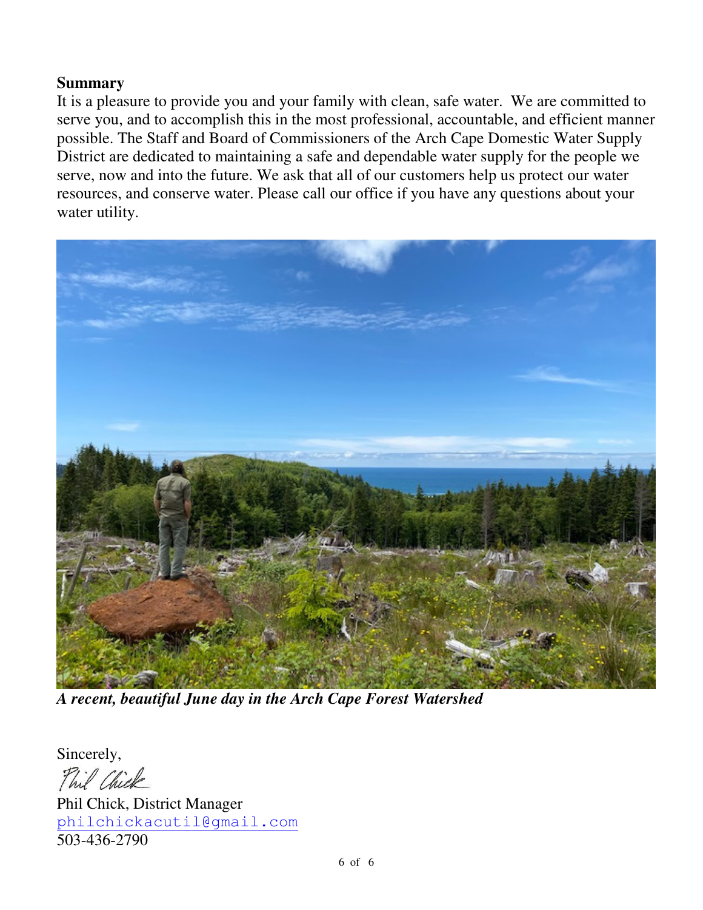**Summary**

It is a pleasure to provide you and your family with clean, safe water. We are committed to serve you, and to accomplish this in the most professional, accountable, and efficient manner possible. The Staff and Board of Commissioners of the Arch Cape Domestic Water Supply District are dedicated to maintaining a safe and dependable water supply for the people we serve, now and into the future. We ask that all of our customers help us protect our water resources, and conserve water. Please call our office if you have any questions about your water utility.

***A recent, beautiful June day in the Arch Cape Forest Watershed***

Sincerely,

Phil Chick, District Manager
philchickacutil@gmail.com
503-436-2790